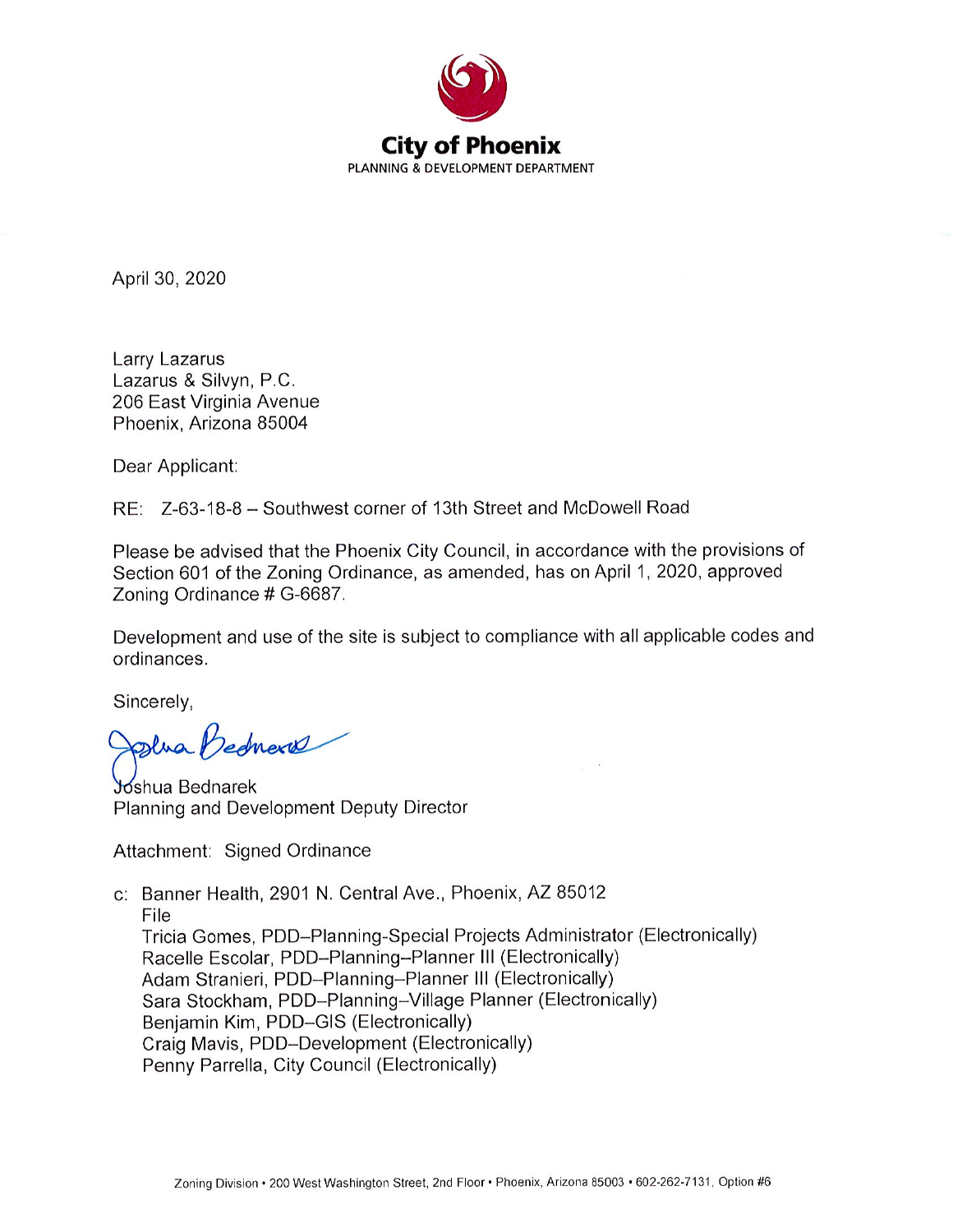**City of Phoenix**
PLANNING & DEVELOPMENT DEPARTMENT

April 30, 2020

Larry Lazarus
Lazarus & Silvyn, P.C.
206 East Virginia Avenue
Phoenix, Arizona 85004

Dear Applicant:

RE: Z-63-18-8 – Southwest corner of 13th Street and McDowell Road

Please be advised that the Phoenix City Council, in accordance with the provisions of Section 601 of the Zoning Ordinance, as amended, has on April 1, 2020, approved Zoning Ordinance # G-6687.

Development and use of the site is subject to compliance with all applicable codes and ordinances.

Sincerely,

Joshua Bednarek
Planning and Development Deputy Director

Attachment: Signed Ordinance

c: Banner Health, 2901 N. Central Ave., Phoenix, AZ 85012
File
Tricia Gomes, PDD–Planning-Special Projects Administrator (Electronically)
Racelle Escolar, PDD–Planning–Planner III (Electronically)
Adam Stranieri, PDD–Planning–Planner III (Electronically)
Sara Stockham, PDD–Planning–Village Planner (Electronically)
Benjamin Kim, PDD–GIS (Electronically)
Craig Mavis, PDD–Development (Electronically)
Penny Parrella, City Council (Electronically)

Zoning Division • 200 West Washington Street, 2nd Floor • Phoenix, Arizona 85003 • 602-262-7131, Option #6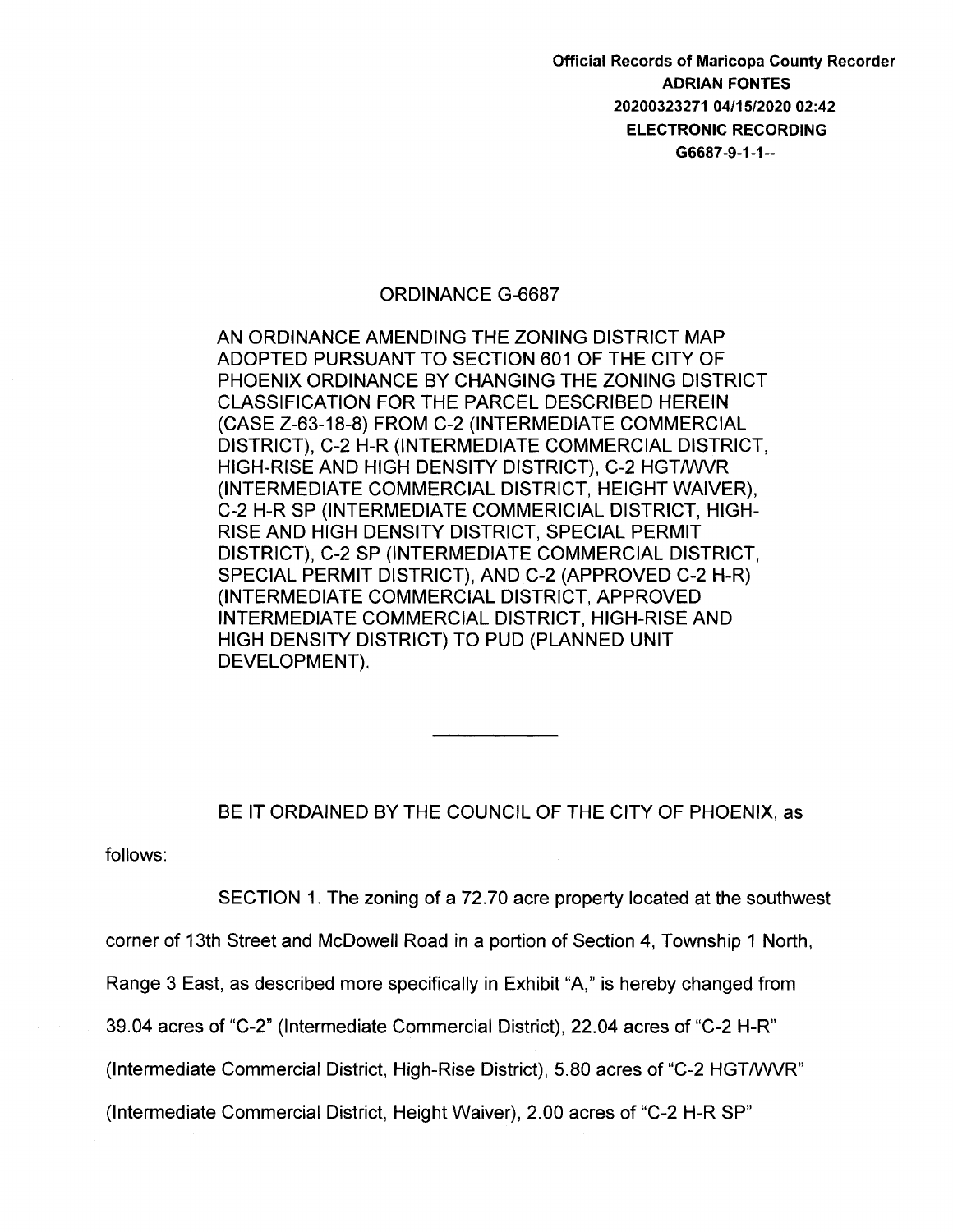Official Records of Maricopa County Recorder
ADRIAN FONTES
20200323271 04/15/2020 02:42
ELECTRONIC RECORDING
G6687-9-1-1--

# ORDINANCE G-6687

AN ORDINANCE AMENDING THE ZONING DISTRICT MAP ADOPTED PURSUANT TO SECTION 601 OF THE CITY OF PHOENIX ORDINANCE BY CHANGING THE ZONING DISTRICT CLASSIFICATION FOR THE PARCEL DESCRIBED HEREIN (CASE Z-63-18-8) FROM C-2 (INTERMEDIATE COMMERCIAL DISTRICT), C-2 H-R (INTERMEDIATE COMMERCIAL DISTRICT, HIGH-RISE AND HIGH DENSITY DISTRICT), C-2 HGT/WVR (INTERMEDIATE COMMERCIAL DISTRICT, HEIGHT WAIVER), C-2 H-R SP (INTERMEDIATE COMMERICIAL DISTRICT, HIGH-RISE AND HIGH DENSITY DISTRICT, SPECIAL PERMIT DISTRICT), C-2 SP (INTERMEDIATE COMMERCIAL DISTRICT, SPECIAL PERMIT DISTRICT), AND C-2 (APPROVED C-2 H-R) (INTERMEDIATE COMMERCIAL DISTRICT, APPROVED INTERMEDIATE COMMERCIAL DISTRICT, HIGH-RISE AND HIGH DENSITY DISTRICT) TO PUD (PLANNED UNIT DEVELOPMENT).

---

BE IT ORDAINED BY THE COUNCIL OF THE CITY OF PHOENIX, as follows:

SECTION 1. The zoning of a 72.70 acre property located at the southwest corner of 13th Street and McDowell Road in a portion of Section 4, Township 1 North, Range 3 East, as described more specifically in Exhibit "A," is hereby changed from 39.04 acres of "C-2" (Intermediate Commercial District), 22.04 acres of "C-2 H-R" (Intermediate Commercial District, High-Rise District), 5.80 acres of "C-2 HGT/WVR" (Intermediate Commercial District, Height Waiver), 2.00 acres of "C-2 H-R SP"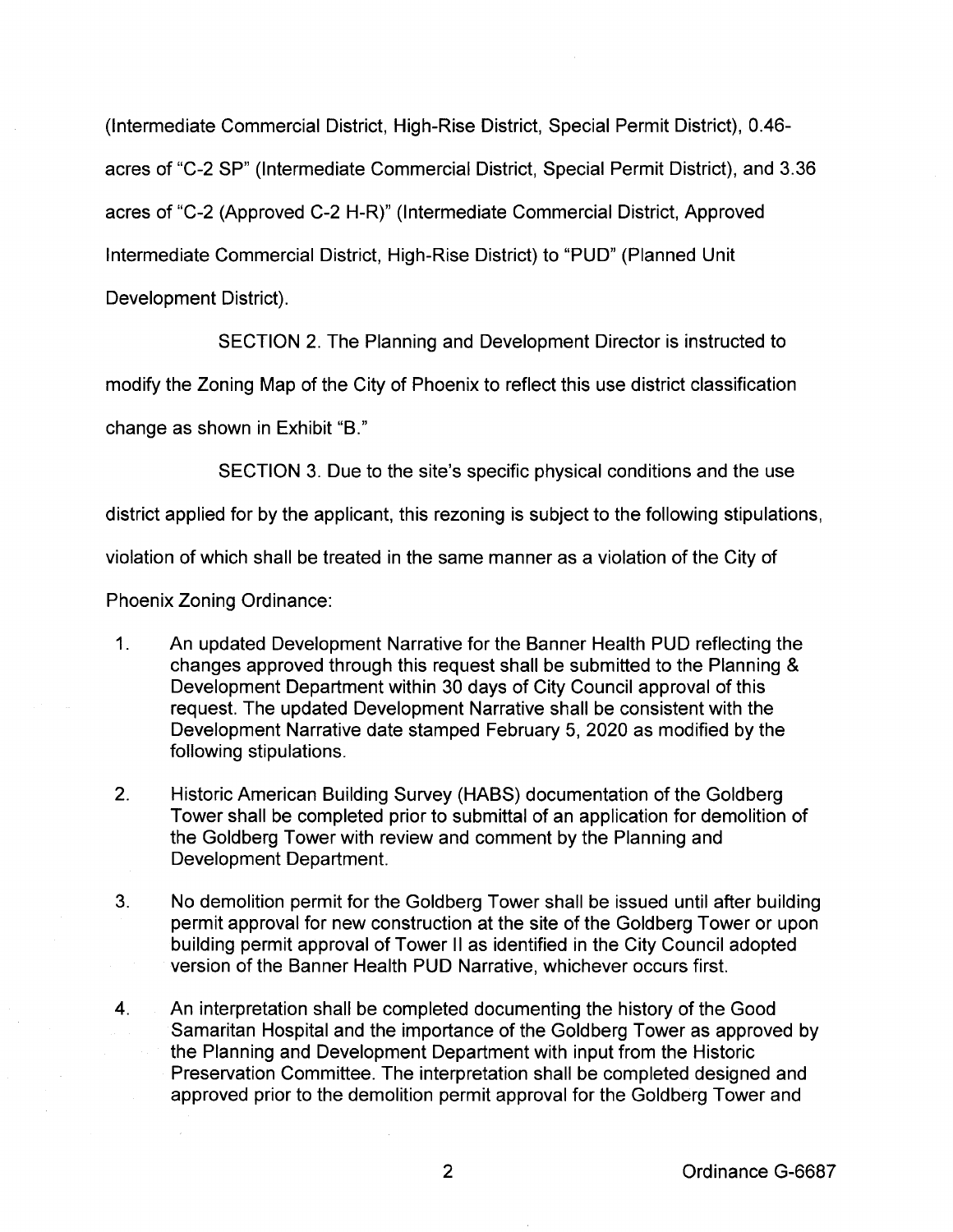(Intermediate Commercial District, High-Rise District, Special Permit District), 0.46-acres of "C-2 SP" (Intermediate Commercial District, Special Permit District), and 3.36 acres of "C-2 (Approved C-2 H-R)" (Intermediate Commercial District, Approved Intermediate Commercial District, High-Rise District) to "PUD" (Planned Unit Development District).

SECTION 2. The Planning and Development Director is instructed to modify the Zoning Map of the City of Phoenix to reflect this use district classification change as shown in Exhibit "B."

SECTION 3. Due to the site's specific physical conditions and the use district applied for by the applicant, this rezoning is subject to the following stipulations, violation of which shall be treated in the same manner as a violation of the City of Phoenix Zoning Ordinance:

1. An updated Development Narrative for the Banner Health PUD reflecting the changes approved through this request shall be submitted to the Planning & Development Department within 30 days of City Council approval of this request. The updated Development Narrative shall be consistent with the Development Narrative date stamped February 5, 2020 as modified by the following stipulations.

2. Historic American Building Survey (HABS) documentation of the Goldberg Tower shall be completed prior to submittal of an application for demolition of the Goldberg Tower with review and comment by the Planning and Development Department.

3. No demolition permit for the Goldberg Tower shall be issued until after building permit approval for new construction at the site of the Goldberg Tower or upon building permit approval of Tower II as identified in the City Council adopted version of the Banner Health PUD Narrative, whichever occurs first.

4. An interpretation shall be completed documenting the history of the Good Samaritan Hospital and the importance of the Goldberg Tower as approved by the Planning and Development Department with input from the Historic Preservation Committee. The interpretation shall be completed designed and approved prior to the demolition permit approval for the Goldberg Tower and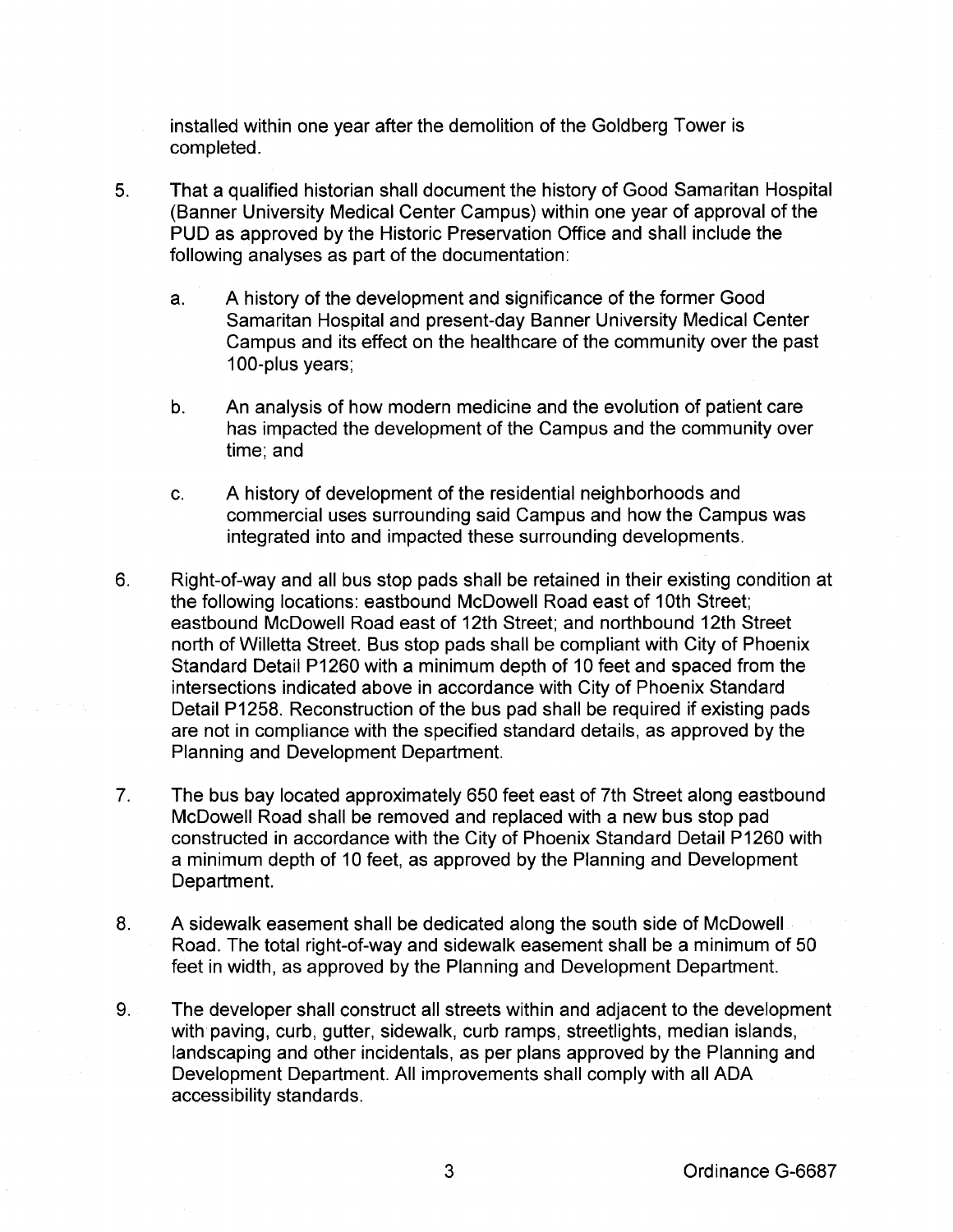installed within one year after the demolition of the Goldberg Tower is completed.

5. That a qualified historian shall document the history of Good Samaritan Hospital (Banner University Medical Center Campus) within one year of approval of the PUD as approved by the Historic Preservation Office and shall include the following analyses as part of the documentation:

   a. A history of the development and significance of the former Good Samaritan Hospital and present-day Banner University Medical Center Campus and its effect on the healthcare of the community over the past 100-plus years;

   b. An analysis of how modern medicine and the evolution of patient care has impacted the development of the Campus and the community over time; and

   c. A history of development of the residential neighborhoods and commercial uses surrounding said Campus and how the Campus was integrated into and impacted these surrounding developments.

6. Right-of-way and all bus stop pads shall be retained in their existing condition at the following locations: eastbound McDowell Road east of 10th Street; eastbound McDowell Road east of 12th Street; and northbound 12th Street north of Willetta Street. Bus stop pads shall be compliant with City of Phoenix Standard Detail P1260 with a minimum depth of 10 feet and spaced from the intersections indicated above in accordance with City of Phoenix Standard Detail P1258. Reconstruction of the bus pad shall be required if existing pads are not in compliance with the specified standard details, as approved by the Planning and Development Department.

7. The bus bay located approximately 650 feet east of 7th Street along eastbound McDowell Road shall be removed and replaced with a new bus stop pad constructed in accordance with the City of Phoenix Standard Detail P1260 with a minimum depth of 10 feet, as approved by the Planning and Development Department.

8. A sidewalk easement shall be dedicated along the south side of McDowell Road. The total right-of-way and sidewalk easement shall be a minimum of 50 feet in width, as approved by the Planning and Development Department.

9. The developer shall construct all streets within and adjacent to the development with paving, curb, gutter, sidewalk, curb ramps, streetlights, median islands, landscaping and other incidentals, as per plans approved by the Planning and Development Department. All improvements shall comply with all ADA accessibility standards.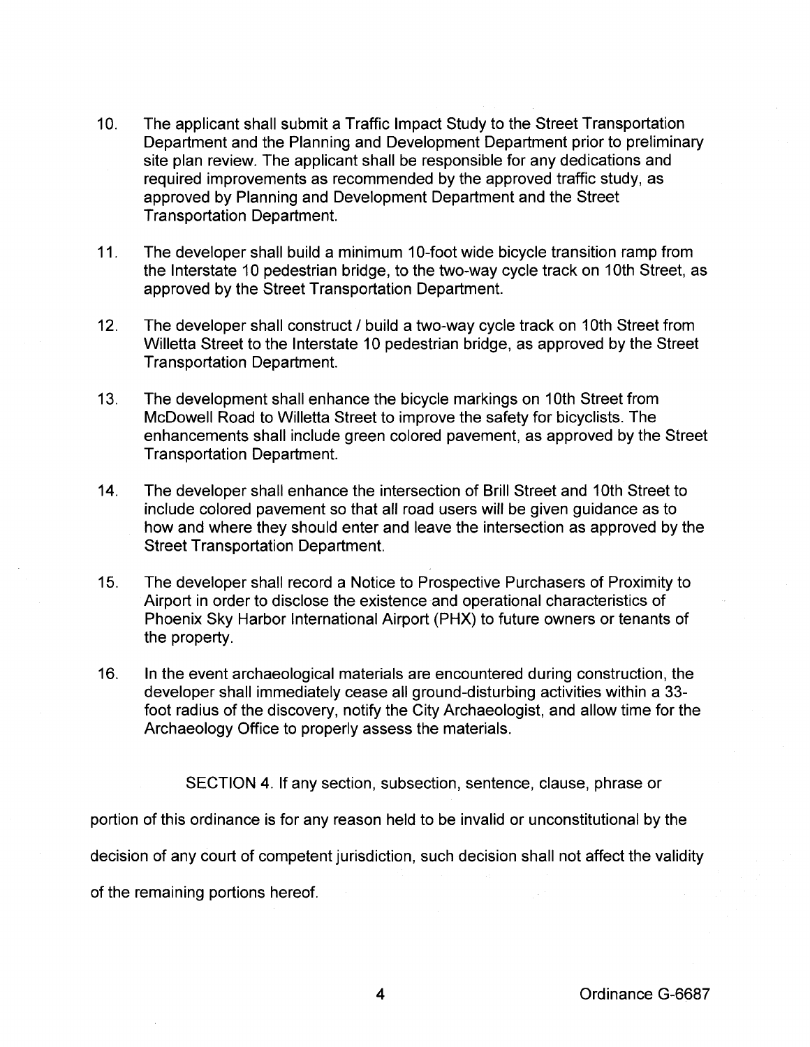10. The applicant shall submit a Traffic Impact Study to the Street Transportation Department and the Planning and Development Department prior to preliminary site plan review. The applicant shall be responsible for any dedications and required improvements as recommended by the approved traffic study, as approved by Planning and Development Department and the Street Transportation Department.

11. The developer shall build a minimum 10-foot wide bicycle transition ramp from the Interstate 10 pedestrian bridge, to the two-way cycle track on 10th Street, as approved by the Street Transportation Department.

12. The developer shall construct / build a two-way cycle track on 10th Street from Willetta Street to the Interstate 10 pedestrian bridge, as approved by the Street Transportation Department.

13. The development shall enhance the bicycle markings on 10th Street from McDowell Road to Willetta Street to improve the safety for bicyclists. The enhancements shall include green colored pavement, as approved by the Street Transportation Department.

14. The developer shall enhance the intersection of Brill Street and 10th Street to include colored pavement so that all road users will be given guidance as to how and where they should enter and leave the intersection as approved by the Street Transportation Department.

15. The developer shall record a Notice to Prospective Purchasers of Proximity to Airport in order to disclose the existence and operational characteristics of Phoenix Sky Harbor International Airport (PHX) to future owners or tenants of the property.

16. In the event archaeological materials are encountered during construction, the developer shall immediately cease all ground-disturbing activities within a 33-foot radius of the discovery, notify the City Archaeologist, and allow time for the Archaeology Office to properly assess the materials.

SECTION 4. If any section, subsection, sentence, clause, phrase or portion of this ordinance is for any reason held to be invalid or unconstitutional by the decision of any court of competent jurisdiction, such decision shall not affect the validity of the remaining portions hereof.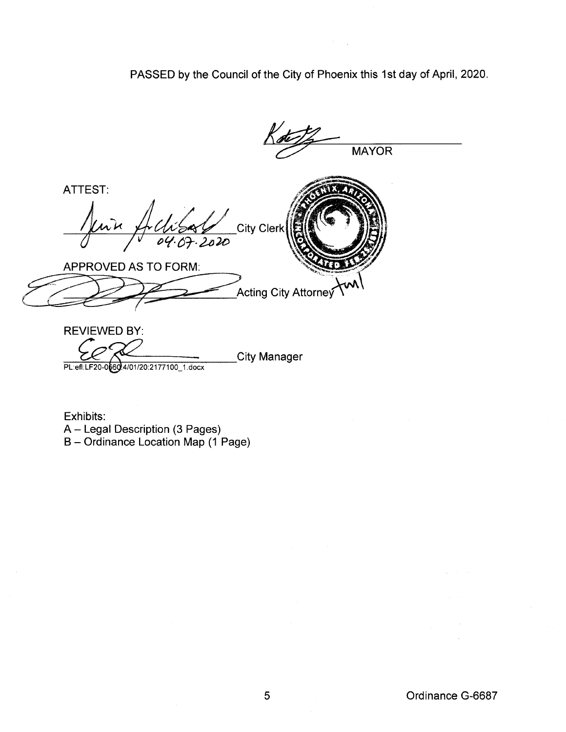PASSED by the Council of the City of Phoenix this 1st day of April, 2020.

_____________________ MAYOR

ATTEST:

_____________________ City Clerk
04-07-2020

APPROVED AS TO FORM:

_____________________ Acting City Attorney

REVIEWED BY:

_____________________ City Manager

PL:efl:LF20-0660:4/01/20:2177100_1.docx

Exhibits:
A – Legal Description (3 Pages)
B – Ordinance Location Map (1 Page)

Ordinance G-6687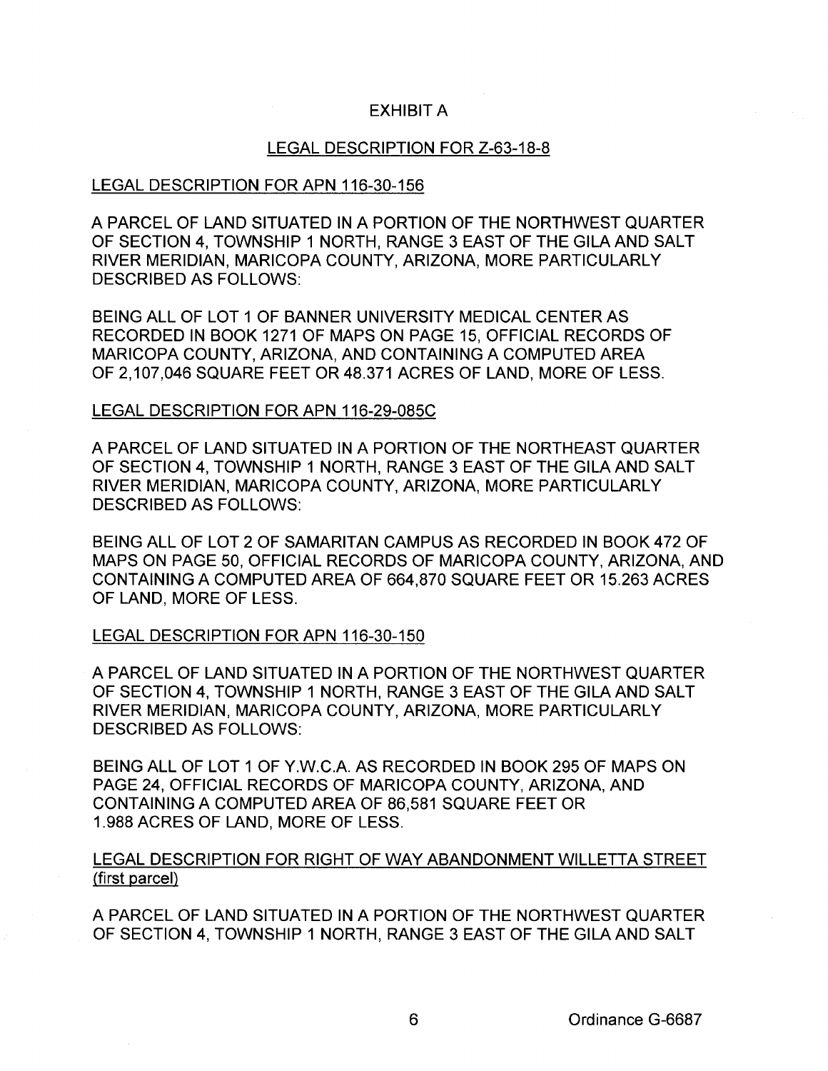# EXHIBIT A

## LEGAL DESCRIPTION FOR Z-63-18-8

### LEGAL DESCRIPTION FOR APN 116-30-156

A PARCEL OF LAND SITUATED IN A PORTION OF THE NORTHWEST QUARTER OF SECTION 4, TOWNSHIP 1 NORTH, RANGE 3 EAST OF THE GILA AND SALT RIVER MERIDIAN, MARICOPA COUNTY, ARIZONA, MORE PARTICULARLY DESCRIBED AS FOLLOWS:

BEING ALL OF LOT 1 OF BANNER UNIVERSITY MEDICAL CENTER AS RECORDED IN BOOK 1271 OF MAPS ON PAGE 15, OFFICIAL RECORDS OF MARICOPA COUNTY, ARIZONA, AND CONTAINING A COMPUTED AREA OF 2,107,046 SQUARE FEET OR 48.371 ACRES OF LAND, MORE OF LESS.

### LEGAL DESCRIPTION FOR APN 116-29-085C

A PARCEL OF LAND SITUATED IN A PORTION OF THE NORTHEAST QUARTER OF SECTION 4, TOWNSHIP 1 NORTH, RANGE 3 EAST OF THE GILA AND SALT RIVER MERIDIAN, MARICOPA COUNTY, ARIZONA, MORE PARTICULARLY DESCRIBED AS FOLLOWS:

BEING ALL OF LOT 2 OF SAMARITAN CAMPUS AS RECORDED IN BOOK 472 OF MAPS ON PAGE 50, OFFICIAL RECORDS OF MARICOPA COUNTY, ARIZONA, AND CONTAINING A COMPUTED AREA OF 664,870 SQUARE FEET OR 15.263 ACRES OF LAND, MORE OF LESS.

### LEGAL DESCRIPTION FOR APN 116-30-150

A PARCEL OF LAND SITUATED IN A PORTION OF THE NORTHWEST QUARTER OF SECTION 4, TOWNSHIP 1 NORTH, RANGE 3 EAST OF THE GILA AND SALT RIVER MERIDIAN, MARICOPA COUNTY, ARIZONA, MORE PARTICULARLY DESCRIBED AS FOLLOWS:

BEING ALL OF LOT 1 OF Y.W.C.A. AS RECORDED IN BOOK 295 OF MAPS ON PAGE 24, OFFICIAL RECORDS OF MARICOPA COUNTY, ARIZONA, AND CONTAINING A COMPUTED AREA OF 86,581 SQUARE FEET OR 1.988 ACRES OF LAND, MORE OF LESS.

### LEGAL DESCRIPTION FOR RIGHT OF WAY ABANDONMENT WILLETTA STREET (first parcel)

A PARCEL OF LAND SITUATED IN A PORTION OF THE NORTHWEST QUARTER OF SECTION 4, TOWNSHIP 1 NORTH, RANGE 3 EAST OF THE GILA AND SALT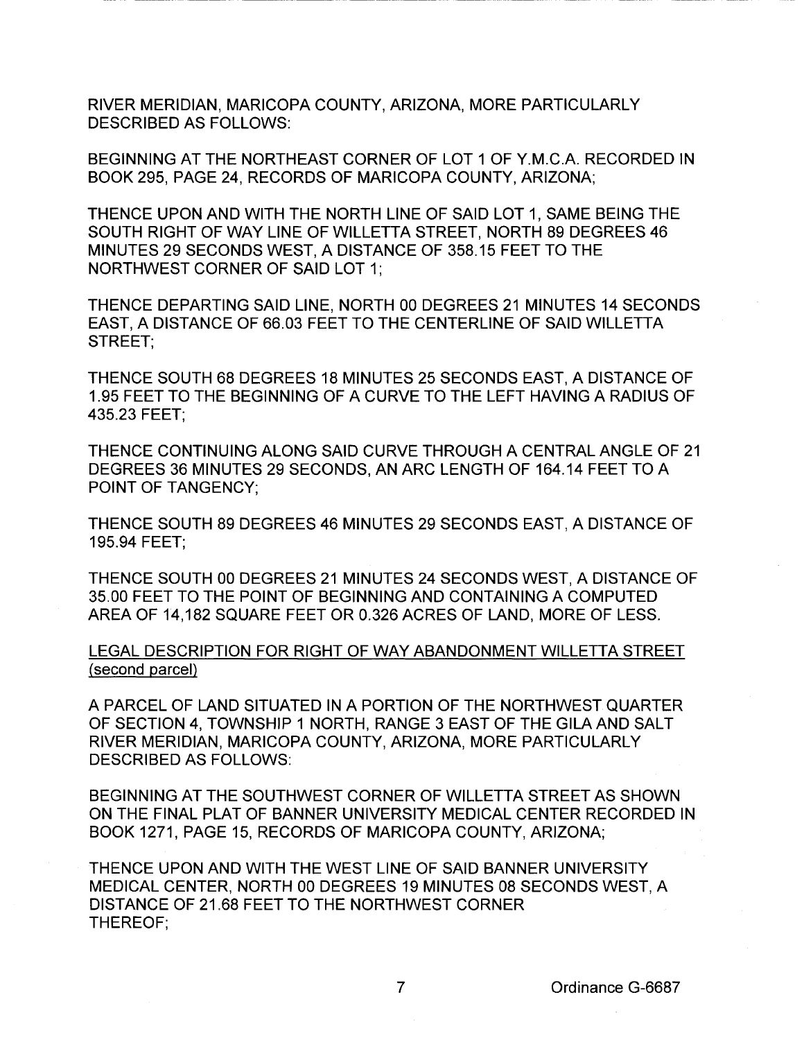RIVER MERIDIAN, MARICOPA COUNTY, ARIZONA, MORE PARTICULARLY DESCRIBED AS FOLLOWS:

BEGINNING AT THE NORTHEAST CORNER OF LOT 1 OF Y.M.C.A. RECORDED IN BOOK 295, PAGE 24, RECORDS OF MARICOPA COUNTY, ARIZONA;

THENCE UPON AND WITH THE NORTH LINE OF SAID LOT 1, SAME BEING THE SOUTH RIGHT OF WAY LINE OF WILLETTA STREET, NORTH 89 DEGREES 46 MINUTES 29 SECONDS WEST, A DISTANCE OF 358.15 FEET TO THE NORTHWEST CORNER OF SAID LOT 1;

THENCE DEPARTING SAID LINE, NORTH 00 DEGREES 21 MINUTES 14 SECONDS EAST, A DISTANCE OF 66.03 FEET TO THE CENTERLINE OF SAID WILLETTA STREET;

THENCE SOUTH 68 DEGREES 18 MINUTES 25 SECONDS EAST, A DISTANCE OF 1.95 FEET TO THE BEGINNING OF A CURVE TO THE LEFT HAVING A RADIUS OF 435.23 FEET;

THENCE CONTINUING ALONG SAID CURVE THROUGH A CENTRAL ANGLE OF 21 DEGREES 36 MINUTES 29 SECONDS, AN ARC LENGTH OF 164.14 FEET TO A POINT OF TANGENCY;

THENCE SOUTH 89 DEGREES 46 MINUTES 29 SECONDS EAST, A DISTANCE OF 195.94 FEET;

THENCE SOUTH 00 DEGREES 21 MINUTES 24 SECONDS WEST, A DISTANCE OF 35.00 FEET TO THE POINT OF BEGINNING AND CONTAINING A COMPUTED AREA OF 14,182 SQUARE FEET OR 0.326 ACRES OF LAND, MORE OF LESS.

<u>LEGAL DESCRIPTION FOR RIGHT OF WAY ABANDONMENT WILLETTA STREET (second parcel)</u>

A PARCEL OF LAND SITUATED IN A PORTION OF THE NORTHWEST QUARTER OF SECTION 4, TOWNSHIP 1 NORTH, RANGE 3 EAST OF THE GILA AND SALT RIVER MERIDIAN, MARICOPA COUNTY, ARIZONA, MORE PARTICULARLY DESCRIBED AS FOLLOWS:

BEGINNING AT THE SOUTHWEST CORNER OF WILLETTA STREET AS SHOWN ON THE FINAL PLAT OF BANNER UNIVERSITY MEDICAL CENTER RECORDED IN BOOK 1271, PAGE 15, RECORDS OF MARICOPA COUNTY, ARIZONA;

THENCE UPON AND WITH THE WEST LINE OF SAID BANNER UNIVERSITY MEDICAL CENTER, NORTH 00 DEGREES 19 MINUTES 08 SECONDS WEST, A DISTANCE OF 21.68 FEET TO THE NORTHWEST CORNER THEREOF;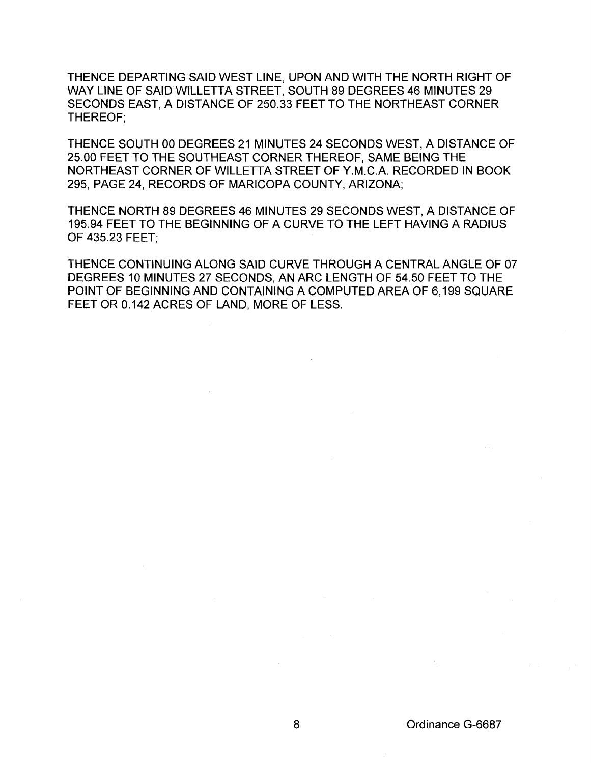THENCE DEPARTING SAID WEST LINE, UPON AND WITH THE NORTH RIGHT OF WAY LINE OF SAID WILLETTA STREET, SOUTH 89 DEGREES 46 MINUTES 29 SECONDS EAST, A DISTANCE OF 250.33 FEET TO THE NORTHEAST CORNER THEREOF;

THENCE SOUTH 00 DEGREES 21 MINUTES 24 SECONDS WEST, A DISTANCE OF 25.00 FEET TO THE SOUTHEAST CORNER THEREOF, SAME BEING THE NORTHEAST CORNER OF WILLETTA STREET OF Y.M.C.A. RECORDED IN BOOK 295, PAGE 24, RECORDS OF MARICOPA COUNTY, ARIZONA;

THENCE NORTH 89 DEGREES 46 MINUTES 29 SECONDS WEST, A DISTANCE OF 195.94 FEET TO THE BEGINNING OF A CURVE TO THE LEFT HAVING A RADIUS OF 435.23 FEET;

THENCE CONTINUING ALONG SAID CURVE THROUGH A CENTRAL ANGLE OF 07 DEGREES 10 MINUTES 27 SECONDS, AN ARC LENGTH OF 54.50 FEET TO THE POINT OF BEGINNING AND CONTAINING A COMPUTED AREA OF 6,199 SQUARE FEET OR 0.142 ACRES OF LAND, MORE OF LESS.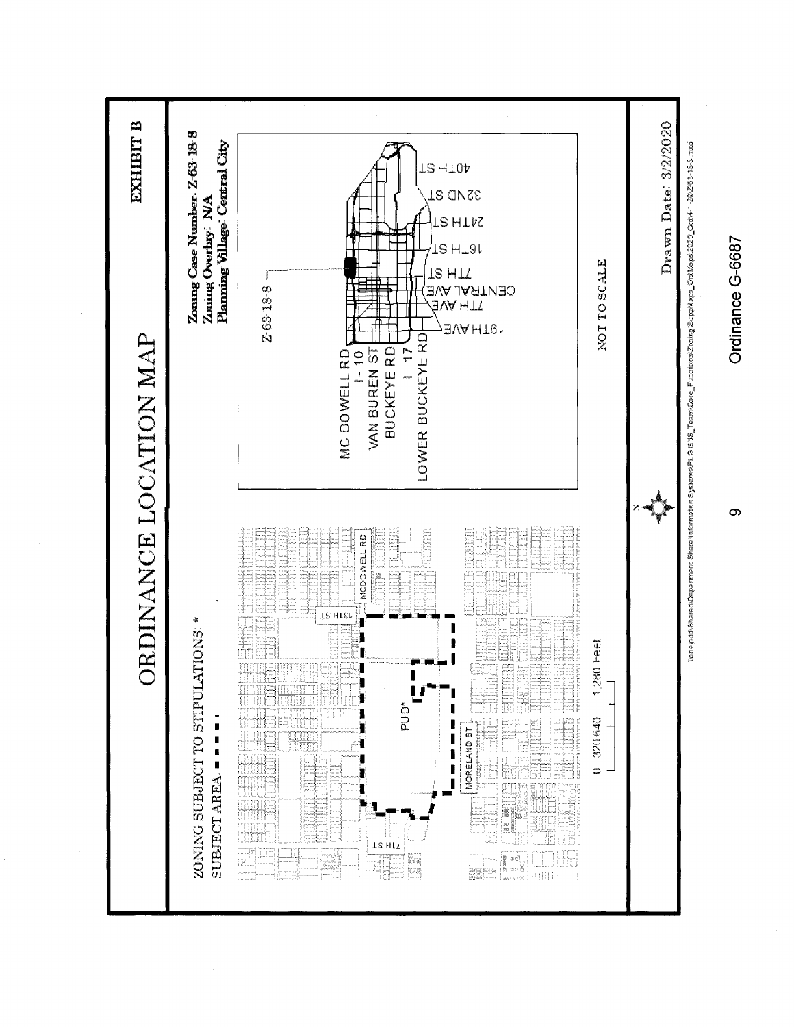# ORDINANCE LOCATION MAP

**EXHIBIT B**

ZONING SUBJECT TO STIPULATIONS: *

SUBJECT AREA: ■ ■ ■ ■

13TH ST

MCDOWELL RD

PUD*

MORELAND ST

7TH ST

0 320 640 1,280 Feet

**Zoning Case Number: Z-63-18-8**
**Zoning Overlay: N/A**
**Planning Village: Central City**

Z-63-18-8

MC DOWELL RD
I - 10
VAN BUREN ST
BUCKEYE RD
I - 17
LOWER BUCKEYE RD

19TH AVE
7TH AVE
CENTRAL AVE
7TH ST
16TH ST
24TH ST
32ND ST
40TH ST

NOT TO SCALE

N

Drawn Date: 3/2/2020

\\one\pdd\Shared\Department Share\Information Systems\PL GIS\IS_Team\Core_Functions\Zoning\SuppMaps_OrdMaps\2020_Ord\4-1-20\Z-63-18-8.mxd

Ordinance G-6687